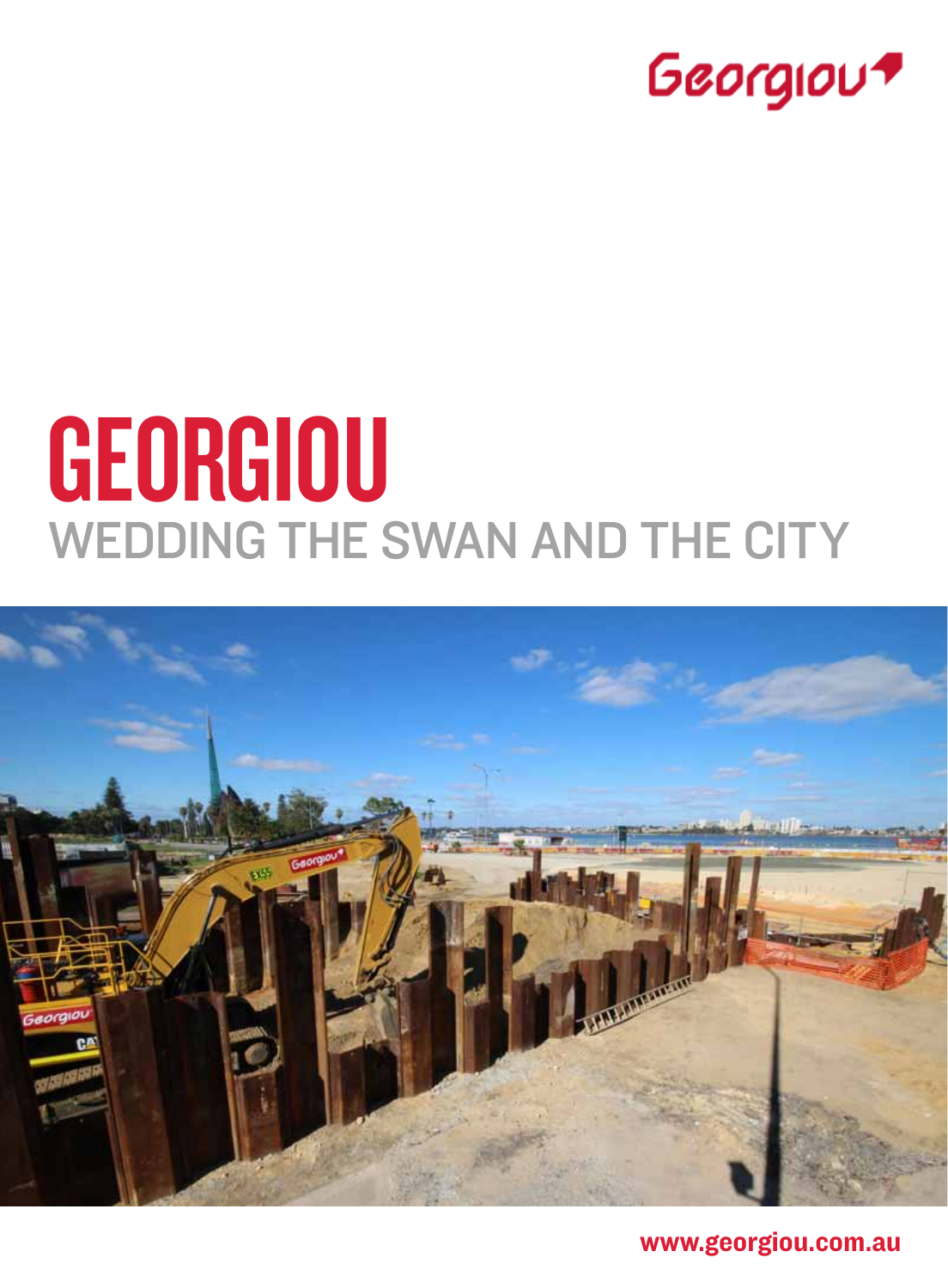Georgiou

# GEORGIOU
## WEDDING THE SWAN AND THE CITY

www.georgiou.com.au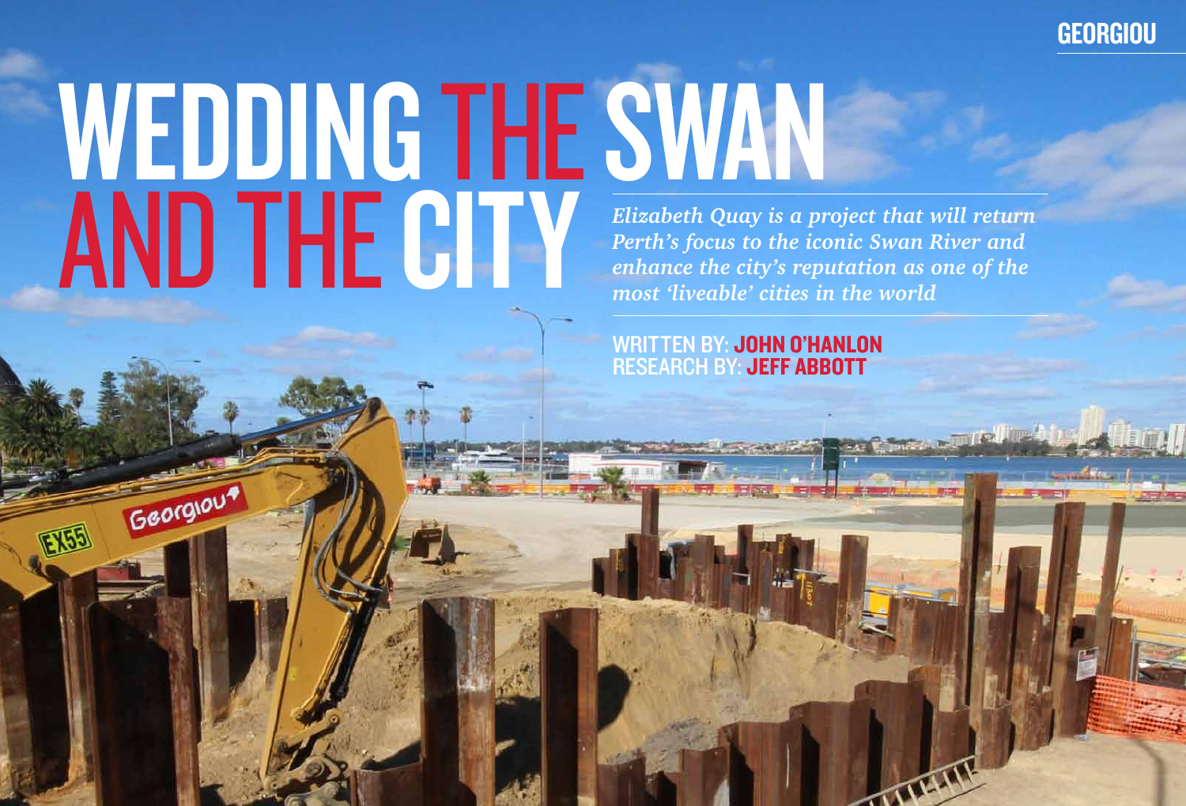# WEDDING THE SWAN AND THE CITY

*Elizabeth Quay is a project that will return Perth's focus to the iconic Swan River and enhance the city's reputation as one of the most 'liveable' cities in the world*

WRITTEN BY: **JOHN O'HANLON**
RESEARCH BY: **JEFF ABBOTT**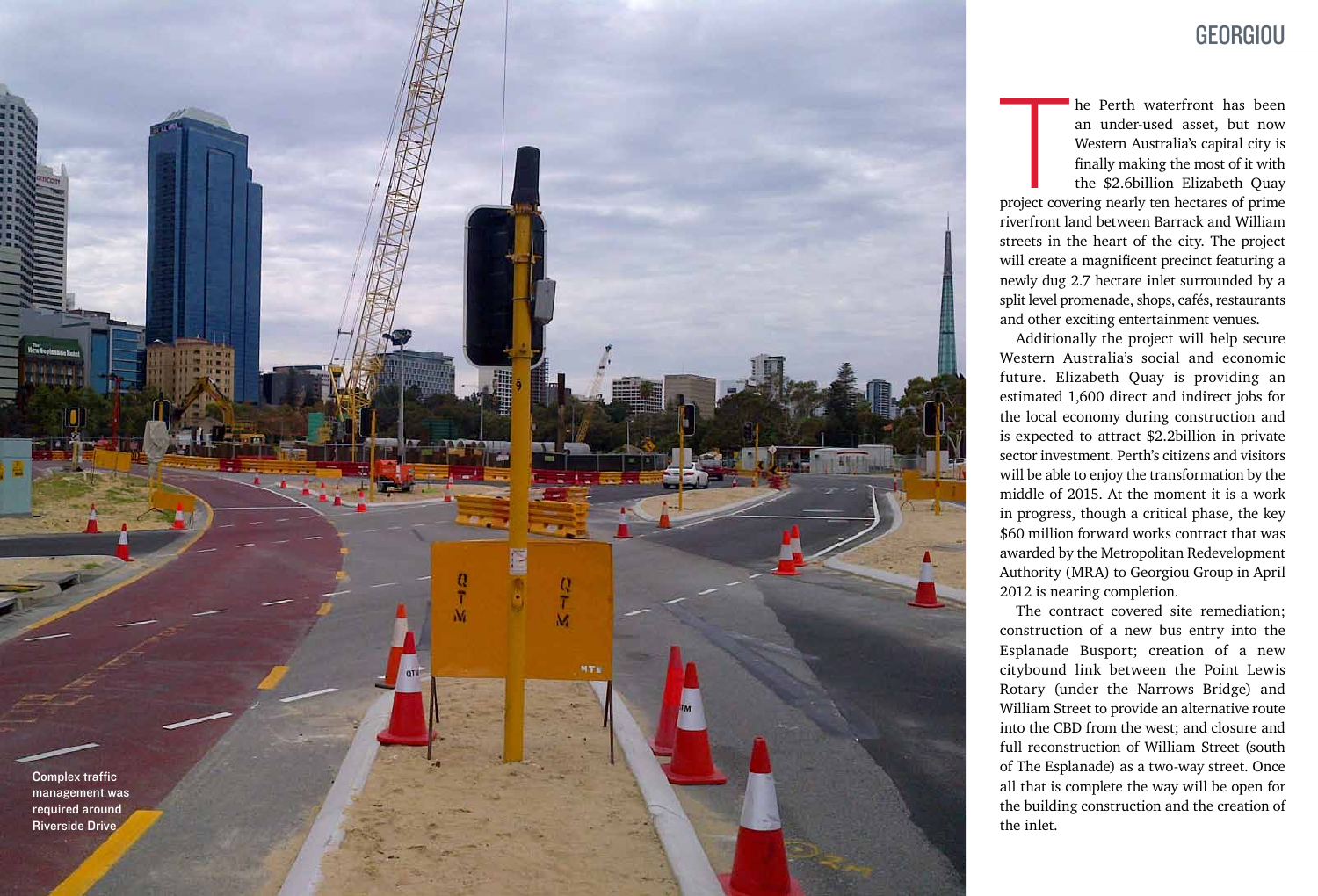Complex traffic management was required around Riverside Drive

The Perth waterfront has been an under-used asset, but now Western Australia's capital city is finally making the most of it with the $2.6billion Elizabeth Quay project covering nearly ten hectares of prime riverfront land between Barrack and William streets in the heart of the city. The project will create a magnificent precinct featuring a newly dug 2.7 hectare inlet surrounded by a split level promenade, shops, cafés, restaurants and other exciting entertainment venues.

Additionally the project will help secure Western Australia's social and economic future. Elizabeth Quay is providing an estimated 1,600 direct and indirect jobs for the local economy during construction and is expected to attract $2.2billion in private sector investment. Perth's citizens and visitors will be able to enjoy the transformation by the middle of 2015. At the moment it is a work in progress, though a critical phase, the key $60 million forward works contract that was awarded by the Metropolitan Redevelopment Authority (MRA) to Georgiou Group in April 2012 is nearing completion.

The contract covered site remediation; construction of a new bus entry into the Esplanade Busport; creation of a new citybound link between the Point Lewis Rotary (under the Narrows Bridge) and William Street to provide an alternative route into the CBD from the west; and closure and full reconstruction of William Street (south of The Esplanade) as a two-way street. Once all that is complete the way will be open for the building construction and the creation of the inlet.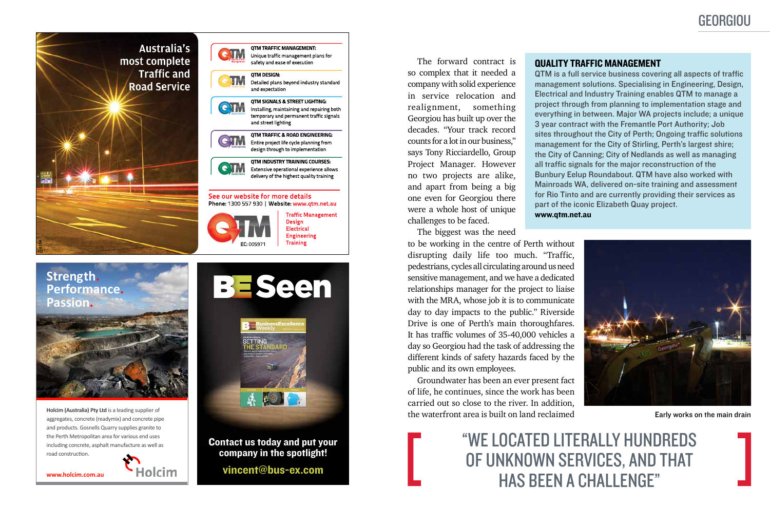Australia's most complete Traffic and Road Service

**QTM TRAFFIC MANAGEMENT:** Unique traffic management plans for safety and ease of execution

**QTM DESIGN:** Detailed plans beyond industry standard and expectation

**QTM SIGNALS & STREET LIGHTING:** Installing, maintaining and repairing both temporary and permanent traffic signals and street lighting

**QTM TRAFFIC & ROAD ENGINEERING:** Entire project life cycle planning from design through to implementation

**QTM INDUSTRY TRAINING COURSES:** Extensive operational experience allows delivery of the highest quality training

See our website for more details
**Phone:** 1300 557 930 | **Website:** www.qtm.net.au

EC: 005971

Traffic Management
Design
Electrical
Engineering
Training

Strength. Performance. Passion.

**Holcim (Australia) Pty Ltd** is a leading supplier of aggregates, concrete (readymix) and concrete pipe and products. Gosnells Quarry supplies granite to the Perth Metropolitan area for various end uses including concrete, asphalt manufacture as well as road construction.

www.holcim.com.au

BE Seen

Contact us today and put your company in the spotlight!

vincent@bus-ex.com

The forward contract is so complex that it needed a company with solid experience in service relocation and realignment, something Georgiou has built up over the decades. "Your track record counts for a lot in our business," says Tony Ricciardello, Group Project Manager. However no two projects are alike, and apart from being a big one even for Georgiou there were a whole host of unique challenges to be faced.

The biggest was the need to be working in the centre of Perth without disrupting daily life too much. "Traffic, pedestrians, cycles all circulating around us need sensitive management, and we have a dedicated relationships manager for the project to liaise with the MRA, whose job it is to communicate day to day impacts to the public." Riverside Drive is one of Perth's main thoroughfares. It has traffic volumes of 35-40,000 vehicles a day so Georgiou had the task of addressing the different kinds of safety hazards faced by the public and its own employees.

Groundwater has been an ever present fact of life, he continues, since the work has been carried out so close to the river. In addition, the waterfront area is built on land reclaimed

## QUALITY TRAFFIC MANAGEMENT

QTM is a full service business covering all aspects of traffic management solutions. Specialising in Engineering, Design, Electrical and Industry Training enables QTM to manage a project through from planning to implementation stage and everything in between. Major WA projects include; a unique 3 year contract with the Fremantle Port Authority; Job sites throughout the City of Perth; Ongoing traffic solutions management for the City of Stirling, Perth's largest shire; the City of Canning; City of Nedlands as well as managing all traffic signals for the major reconstruction of the Bunbury Eelup Roundabout. QTM have also worked with Mainroads WA, delivered on-site training and assessment for Rio Tinto and are currently providing their services as part of the iconic Elizabeth Quay project.

**www.qtm.net.au**

Early works on the main drain

"WE LOCATED LITERALLY HUNDREDS OF UNKNOWN SERVICES, AND THAT HAS BEEN A CHALLENGE"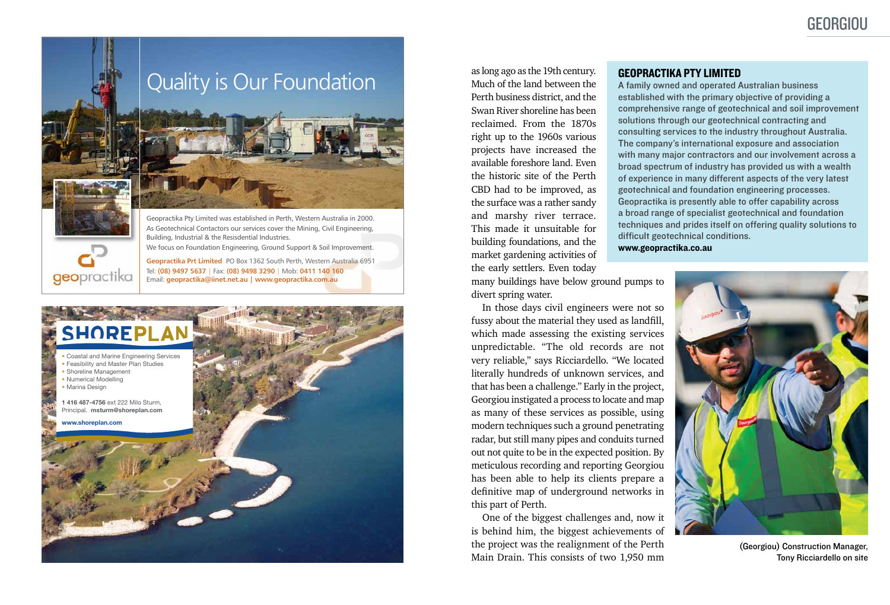## Quality is Our Foundation

Geopractika Pty Limited was established in Perth, Western Australia in 2000. As Geotechnical Contactors our services cover the Mining, Civil Engineering, Building, Industrial & the Resisdential Industries.
We focus on Foundation Engineering, Ground Support & Soil Improvement.

**Geopractika Prt Limited** PO Box 1362 South Perth, Western Australia 6951
Tel: **(08) 9497 5637** | Fax: **(08) 9498 3290** | Mob: **0411 140 160**
Email: **geopractika@iinet.net.au** | **www.geopractika.com.au**

## SHOREPLAN

- Coastal and Marine Engineering Services
- Feasibility and Master Plan Studies
- Shoreline Management
- Numerical Modelling
- Marina Design

**1 416 487-4756** ext 222 Milo Sturm, Principal. **msturm@shoreplan.com**

**www.shoreplan.com**

as long ago as the 19th century. Much of the land between the Perth business district, and the Swan River shoreline has been reclaimed. From the 1870s right up to the 1960s various projects have increased the available foreshore land. Even the historic site of the Perth CBD had to be improved, as the surface was a rather sandy and marshy river terrace. This made it unsuitable for building foundations, and the market gardening activities of the early settlers. Even today many buildings have below ground pumps to divert spring water.

In those days civil engineers were not so fussy about the material they used as landfill, which made assessing the existing services unpredictable. "The old records are not very reliable," says Ricciardello. "We located literally hundreds of unknown services, and that has been a challenge." Early in the project, Georgiou instigated a process to locate and map as many of these services as possible, using modern techniques such a ground penetrating radar, but still many pipes and conduits turned out not quite to be in the expected position. By meticulous recording and reporting Georgiou has been able to help its clients prepare a definitive map of underground networks in this part of Perth.

One of the biggest challenges and, now it is behind him, the biggest achievements of the project was the realignment of the Perth Main Drain. This consists of two 1,950 mm

### GEOPRACTIKA PTY LIMITED

A family owned and operated Australian business established with the primary objective of providing a comprehensive range of geotechnical and soil improvement solutions through our geotechnical contracting and consulting services to the industry throughout Australia. The company's international exposure and association with many major contractors and our involvement across a broad spectrum of industry has provided us with a wealth of experience in many different aspects of the very latest geotechnical and foundation engineering processes. Geopractika is presently able to offer capability across a broad range of specialist geotechnical and foundation techniques and prides itself on offering quality solutions to difficult geotechnical conditions.
**www.geopractika.co.au**

(Georgiou) Construction Manager, Tony Ricciardello on site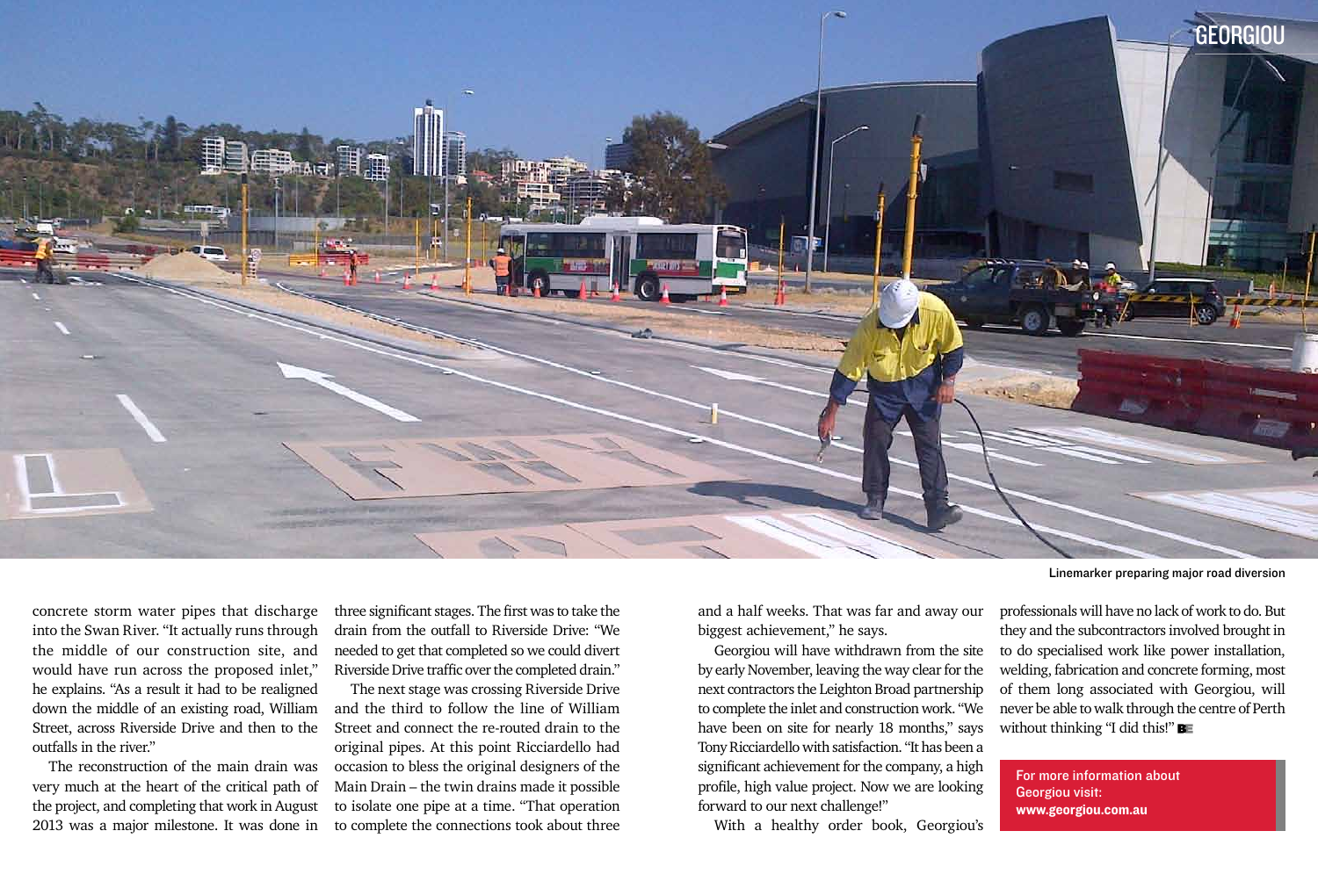Linemarker preparing major road diversion

concrete storm water pipes that discharge into the Swan River. "It actually runs through the middle of our construction site, and would have run across the proposed inlet," he explains. "As a result it had to be realigned down the middle of an existing road, William Street, across Riverside Drive and then to the outfalls in the river."

The reconstruction of the main drain was very much at the heart of the critical path of the project, and completing that work in August 2013 was a major milestone. It was done in three significant stages. The first was to take the drain from the outfall to Riverside Drive: "We needed to get that completed so we could divert Riverside Drive traffic over the completed drain."

The next stage was crossing Riverside Drive and the third to follow the line of William Street and connect the re-routed drain to the original pipes. At this point Ricciardello had occasion to bless the original designers of the Main Drain – the twin drains made it possible to isolate one pipe at a time. "That operation to complete the connections took about three and a half weeks. That was far and away our biggest achievement," he says.

Georgiou will have withdrawn from the site by early November, leaving the way clear for the next contractors the Leighton Broad partnership to complete the inlet and construction work. "We have been on site for nearly 18 months," says Tony Ricciardello with satisfaction. "It has been a significant achievement for the company, a high profile, high value project. Now we are looking forward to our next challenge!"

With a healthy order book, Georgiou's professionals will have no lack of work to do. But they and the subcontractors involved brought in to do specialised work like power installation, welding, fabrication and concrete forming, most of them long associated with Georgiou, will never be able to walk through the centre of Perth without thinking "I did this!"

**For more information about Georgiou visit: www.georgiou.com.au**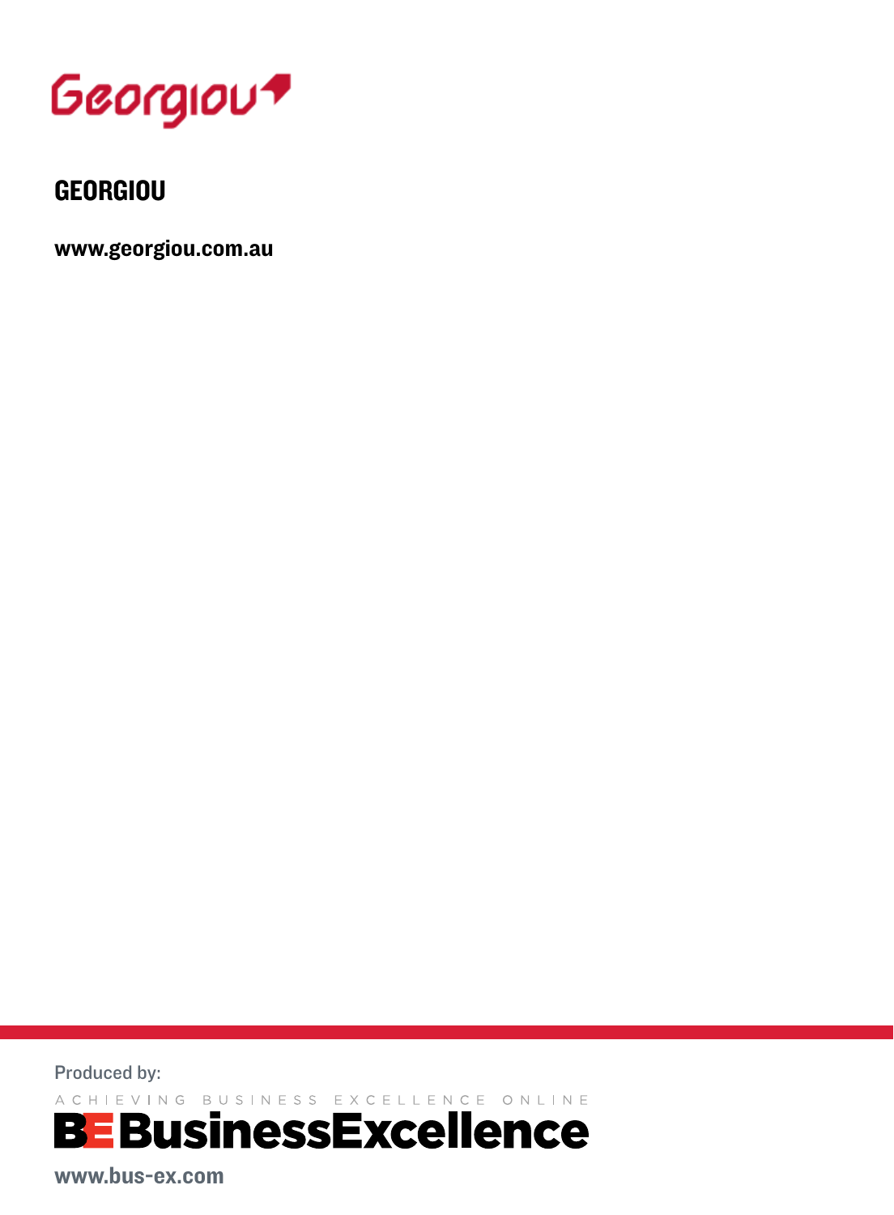Georgiou

## GEORGIOU

**www.georgiou.com.au**

Produced by:

ACHIEVING BUSINESS EXCELLENCE ONLINE

BE BusinessExcellence

**www.bus-ex.com**